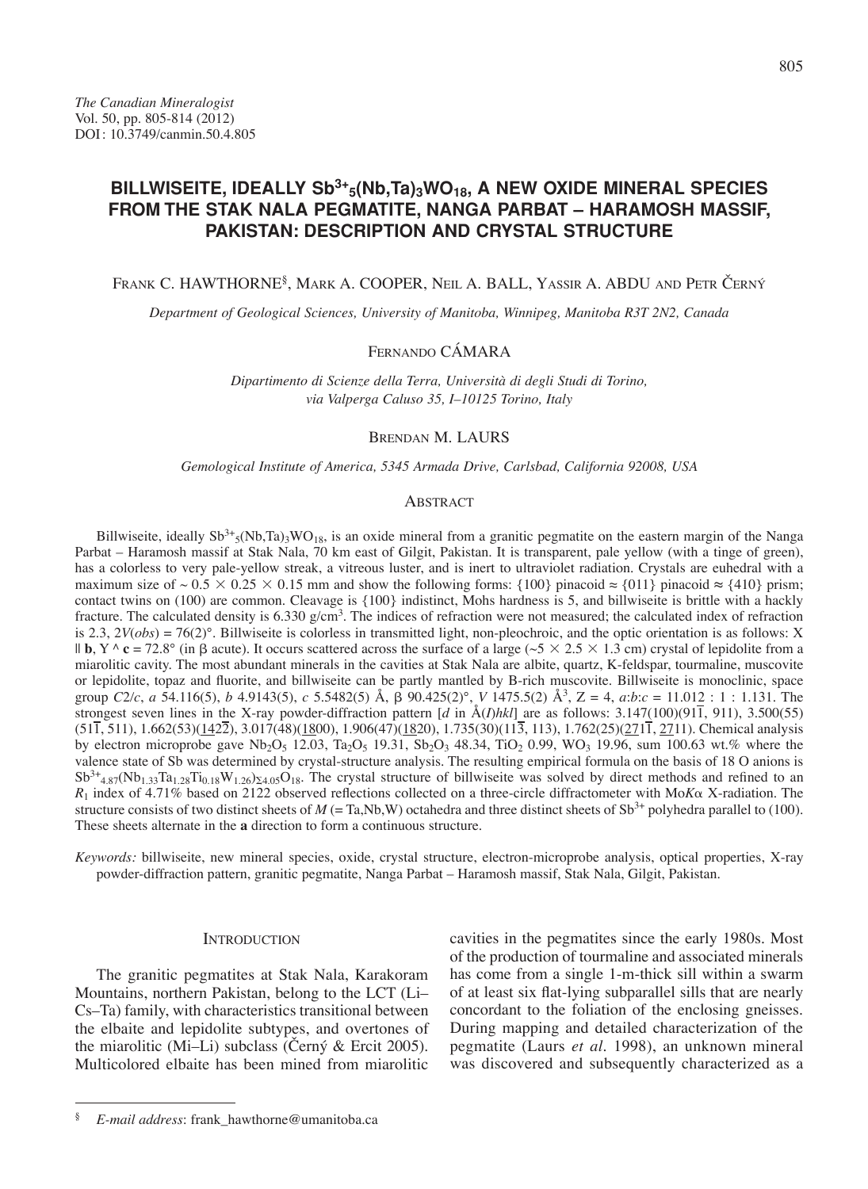*The Canadian Mineralogist*
Vol. 50, pp. 805-814 (2012)
DOI: 10.3749/canmin.50.4.805

# BILLWISEITE, IDEALLY $Sb^{3+}_5(Nb,Ta)_3WO_{18}$, A NEW OXIDE MINERAL SPECIES FROM THE STAK NALA PEGMATITE, NANGA PARBAT – HARAMOSH MASSIF, PAKISTAN: DESCRIPTION AND CRYSTAL STRUCTURE

Frank C. Hawthorne[§], Mark A. Cooper, Neil A. Ball, Yassir A. Abdu and Petr Černý

*Department of Geological Sciences, University of Manitoba, Winnipeg, Manitoba R3T 2N2, Canada*

Fernando Cámara

*Dipartimento di Scienze della Terra, Università di degli Studi di Torino, via Valperga Caluso 35, I–10125 Torino, Italy*

Brendan M. Laurs

*Gemological Institute of America, 5345 Armada Drive, Carlsbad, California 92008, USA*

## Abstract

Billwiseite, ideally $Sb^{3+}_5(Nb,Ta)_3WO_{18}$, is an oxide mineral from a granitic pegmatite on the eastern margin of the Nanga Parbat – Haramosh massif at Stak Nala, 70 km east of Gilgit, Pakistan. It is transparent, pale yellow (with a tinge of green), has a colorless to very pale-yellow streak, a vitreous luster, and is inert to ultraviolet radiation. Crystals are euhedral with a maximum size of ~ 0.5 × 0.25 × 0.15 mm and show the following forms: {100} pinacoid ≈ {011} pinacoid ≈ {410} prism; contact twins on (100) are common. Cleavage is {100} indistinct, Mohs hardness is 5, and billwiseite is brittle with a hackly fracture. The calculated density is 6.330 g/cm$^3$. The indices of refraction were not measured; the calculated index of refraction is 2.3, 2*V*(*obs*) = 76(2)°. Billwiseite is colorless in transmitted light, non-pleochroic, and the optic orientation is as follows: X ∥ **b**, Y ^ **c** = 72.8° (in β acute). It occurs scattered across the surface of a large (~5 × 2.5 × 1.3 cm) crystal of lepidolite from a miarolitic cavity. The most abundant minerals in the cavities at Stak Nala are albite, quartz, K-feldspar, tourmaline, muscovite or lepidolite, topaz and fluorite, and billwiseite can be partly mantled by B-rich muscovite. Billwiseite is monoclinic, space group *C*2/*c*, *a* 54.116(5), *b* 4.9143(5), *c* 5.5482(5) Å, β 90.425(2)°, *V* 1475.5(2) Å$^3$, Z = 4, *a*:*b*:*c* = 11.012 : 1 : 1.131. The strongest seven lines in the X-ray powder-diffraction pattern [*d* in Å(*I*)*hkl*] are as follows: 3.147(100)(91$\bar{1}$, 911), 3.500(55)(51$\bar{1}$, 511), 1.662(53)($\underline{1422}$), 3.017(48)($\underline{1800}$), 1.906(47)($\underline{1820}$), 1.735(30)(11$\bar{3}$, 113), 1.762(25)($\underline{271}$$\bar{1}$, $\underline{2711}$). Chemical analysis by electron microprobe gave $Nb_2O_5$ 12.03, $Ta_2O_5$ 19.31, $Sb_2O_3$ 48.34, $TiO_2$ 0.99, $WO_3$ 19.96, sum 100.63 wt.% where the valence state of Sb was determined by crystal-structure analysis. The resulting empirical formula on the basis of 18 O anions is $Sb^{3+}_{4.87}(Nb_{1.33}Ta_{1.28}Ti_{0.18}W_{1.26})_{\Sigma 4.05}O_{18}$. The crystal structure of billwiseite was solved by direct methods and refined to an $R_1$ index of 4.71% based on 2122 observed reflections collected on a three-circle diffractometer with Mo*K*α X-radiation. The structure consists of two distinct sheets of *M* (= Ta,Nb,W) octahedra and three distinct sheets of $Sb^{3+}$ polyhedra parallel to (100). These sheets alternate in the **a** direction to form a continuous structure.

*Keywords:* billwiseite, new mineral species, oxide, crystal structure, electron-microprobe analysis, optical properties, X-ray powder-diffraction pattern, granitic pegmatite, Nanga Parbat – Haramosh massif, Stak Nala, Gilgit, Pakistan.

## Introduction

The granitic pegmatites at Stak Nala, Karakoram Mountains, northern Pakistan, belong to the LCT (Li–Cs–Ta) family, with characteristics transitional between the elbaite and lepidolite subtypes, and overtones of the miarolitic (Mi–Li) subclass (Černý & Ercit 2005). Multicolored elbaite has been mined from miarolitic cavities in the pegmatites since the early 1980s. Most of the production of tourmaline and associated minerals has come from a single 1-m-thick sill within a swarm of at least six flat-lying subparallel sills that are nearly concordant to the foliation of the enclosing gneisses. During mapping and detailed characterization of the pegmatite (Laurs *et al.* 1998), an unknown mineral was discovered and subsequently characterized as a

[§] *E-mail address*: frank_hawthorne@umanitoba.ca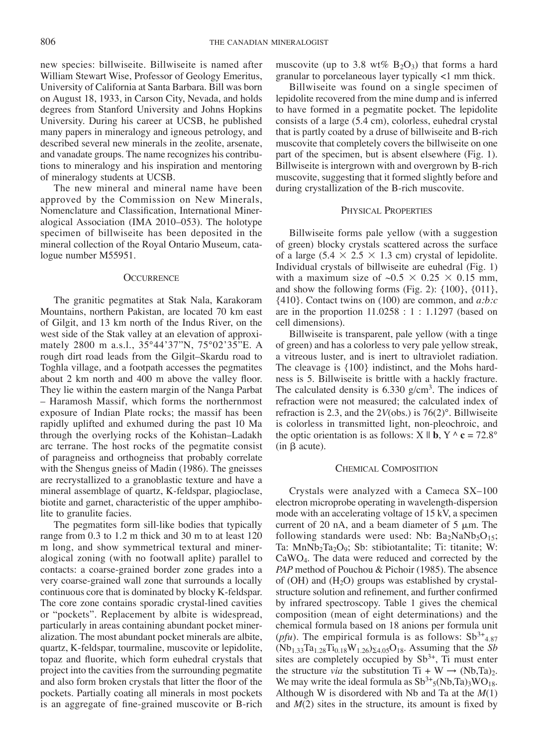new species: billwiseite. Billwiseite is named after William Stewart Wise, Professor of Geology Emeritus, University of California at Santa Barbara. Bill was born on August 18, 1933, in Carson City, Nevada, and holds degrees from Stanford University and Johns Hopkins University. During his career at UCSB, he published many papers in mineralogy and igneous petrology, and described several new minerals in the zeolite, arsenate, and vanadate groups. The name recognizes his contributions to mineralogy and his inspiration and mentoring of mineralogy students at UCSB.

The new mineral and mineral name have been approved by the Commission on New Minerals, Nomenclature and Classification, International Mineralogical Association (IMA 2010–053). The holotype specimen of billwiseite has been deposited in the mineral collection of the Royal Ontario Museum, catalogue number M55951.

## Occurrence

The granitic pegmatites at Stak Nala, Karakoram Mountains, northern Pakistan, are located 70 km east of Gilgit, and 13 km north of the Indus River, on the west side of the Stak valley at an elevation of approximately 2800 m a.s.l., 35°44'37"N, 75°02'35"E. A rough dirt road leads from the Gilgit–Skardu road to Toghla village, and a footpath accesses the pegmatites about 2 km north and 400 m above the valley floor. They lie within the eastern margin of the Nanga Parbat – Haramosh Massif, which forms the northernmost exposure of Indian Plate rocks; the massif has been rapidly uplifted and exhumed during the past 10 Ma through the overlying rocks of the Kohistan–Ladakh arc terrane. The host rocks of the pegmatite consist of paragneiss and orthogneiss that probably correlate with the Shengus gneiss of Madin (1986). The gneisses are recrystallized to a granoblastic texture and have a mineral assemblage of quartz, K-feldspar, plagioclase, biotite and garnet, characteristic of the upper amphibolite to granulite facies.

The pegmatites form sill-like bodies that typically range from 0.3 to 1.2 m thick and 30 m to at least 120 m long, and show symmetrical textural and mineralogical zoning (with no footwall aplite) parallel to contacts: a coarse-grained border zone grades into a very coarse-grained wall zone that surrounds a locally continuous core that is dominated by blocky K-feldspar. The core zone contains sporadic crystal-lined cavities or "pockets". Replacement by albite is widespread, particularly in areas containing abundant pocket mineralization. The most abundant pocket minerals are albite, quartz, K-feldspar, tourmaline, muscovite or lepidolite, topaz and fluorite, which form euhedral crystals that project into the cavities from the surrounding pegmatite and also form broken crystals that litter the floor of the pockets. Partially coating all minerals in most pockets is an aggregate of fine-grained muscovite or B-rich muscovite (up to 3.8 wt% $B_2O_3$) that forms a hard granular to porcelaneous layer typically <1 mm thick.

Billwiseite was found on a single specimen of lepidolite recovered from the mine dump and is inferred to have formed in a pegmatite pocket. The lepidolite consists of a large (5.4 cm), colorless, euhedral crystal that is partly coated by a druse of billwiseite and B-rich muscovite that completely covers the billwiseite on one part of the specimen, but is absent elsewhere (Fig. 1). Billwiseite is intergrown with and overgrown by B-rich muscovite, suggesting that it formed slightly before and during crystallization of the B-rich muscovite.

## Physical Properties

Billwiseite forms pale yellow (with a suggestion of green) blocky crystals scattered across the surface of a large (5.4 × 2.5 × 1.3 cm) crystal of lepidolite. Individual crystals of billwiseite are euhedral (Fig. 1) with a maximum size of ~0.5 × 0.25 × 0.15 mm, and show the following forms (Fig. 2): {100}, {011}, {410}. Contact twins on (100) are common, and *a:b:c* are in the proportion 11.0258 : 1 : 1.1297 (based on cell dimensions).

Billwiseite is transparent, pale yellow (with a tinge of green) and has a colorless to very pale yellow streak, a vitreous luster, and is inert to ultraviolet radiation. The cleavage is {100} indistinct, and the Mohs hardness is 5. Billwiseite is brittle with a hackly fracture. The calculated density is 6.330 g/cm$^3$. The indices of refraction were not measured; the calculated index of refraction is 2.3, and the 2*V*(obs.) is 76(2)°. Billwiseite is colorless in transmitted light, non-pleochroic, and the optic orientation is as follows: X ‖ **b**, Y ^ **c** = 72.8° (in β acute).

## Chemical Composition

Crystals were analyzed with a Cameca SX–100 electron microprobe operating in wavelength-dispersion mode with an accelerating voltage of 15 kV, a specimen current of 20 nA, and a beam diameter of 5 μm. The following standards were used: Nb: $Ba_2NaNb_5O_{15}$; Ta: $MnNb_2Ta_2O_9$; Sb: stibiotantalite; Ti: titanite; W: $CaWO_4$. The data were reduced and corrected by the *PAP* method of Pouchou & Pichoir (1985). The absence of (OH) and ($H_2O$) groups was established by crystal-structure solution and refinement, and further confirmed by infrared spectroscopy. Table 1 gives the chemical composition (mean of eight determinations) and the chemical formula based on 18 anions per formula unit (*pfu*). The empirical formula is as follows: $Sb^{3+}_{4.87}$ $(Nb_{1.33}Ta_{1.28}Ti_{0.18}W_{1.26})_{\Sigma 4.05}O_{18}$. Assuming that the *Sb* sites are completely occupied by $Sb^{3+}$, Ti must enter the structure *via* the substitution Ti + W → $(Nb,Ta)_2$. We may write the ideal formula as $Sb^{3+}_5(Nb,Ta)_3WO_{18}$. Although W is disordered with Nb and Ta at the *M*(1) and *M*(2) sites in the structure, its amount is fixed by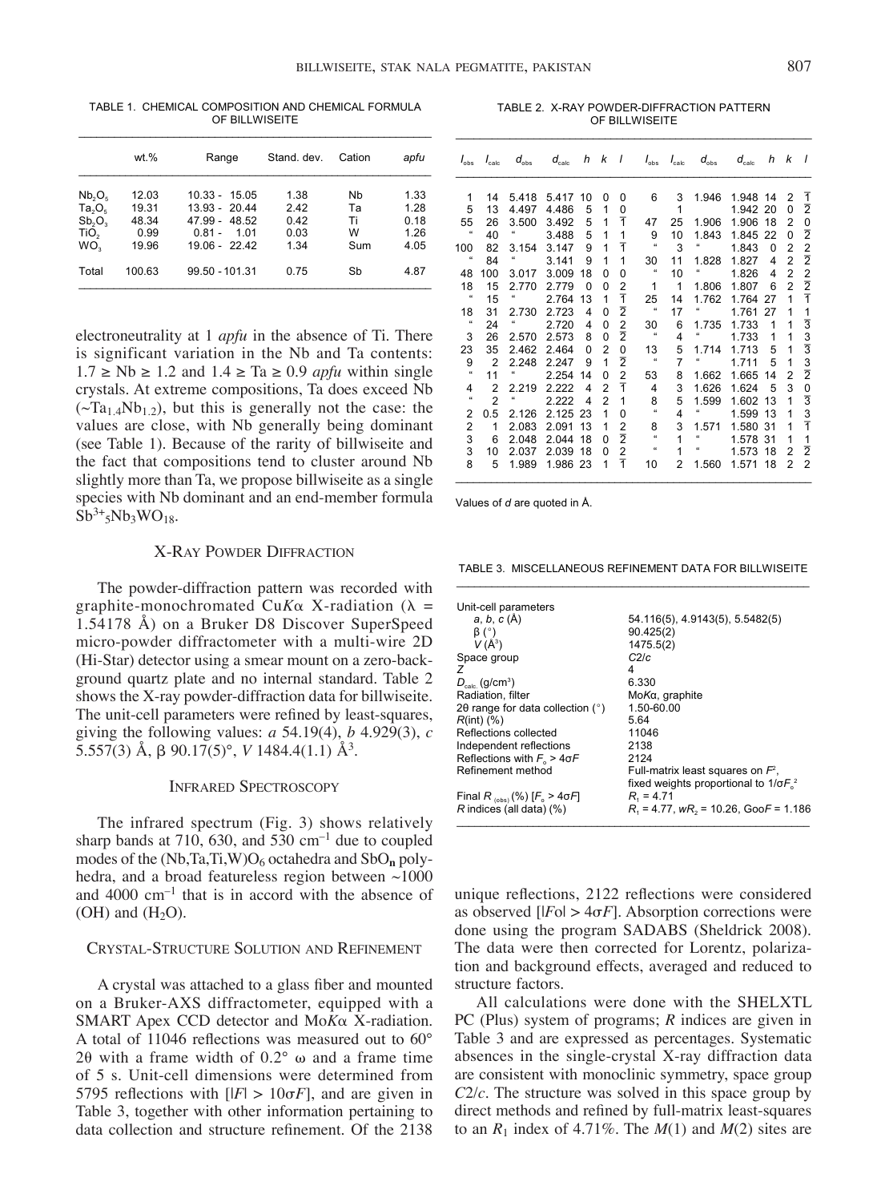TABLE 1. CHEMICAL COMPOSITION AND CHEMICAL FORMULA OF BILLWISEITE

| | wt.% | Range | Stand. dev. | Cation | *apfu* |
|---|---|---|---|---|---|
| $Nb_2O_5$ | 12.03 | 10.33 - 15.05 | 1.38 | Nb | 1.33 |
| $Ta_2O_5$ | 19.31 | 13.93 - 20.44 | 2.42 | Ta | 1.28 |
| $Sb_2O_3$ | 48.34 | 47.99 - 48.52 | 0.42 | Ti | 0.18 |
| $TiO_2$ | 0.99 | 0.81 - 1.01 | 0.03 | W | 1.26 |
| $WO_3$ | 19.96 | 19.06 - 22.42 | 1.34 | Sum | 4.05 |
| Total | 100.63 | 99.50 - 101.31 | 0.75 | Sb | 4.87 |

electroneutrality at 1 *apfu* in the absence of Ti. There is significant variation in the Nb and Ta contents: $1.7 \geq Nb \geq 1.2$ and $1.4 \geq Ta \geq 0.9$ *apfu* within single crystals. At extreme compositions, Ta does exceed Nb ($\sim Ta_{1.4}Nb_{1.2}$), but this is generally not the case: the values are close, with Nb generally being dominant (see Table 1). Because of the rarity of billwiseite and the fact that compositions tend to cluster around Nb slightly more than Ta, we propose billwiseite as a single species with Nb dominant and an end-member formula $Sb^{3+}_5Nb_3WO_{18}$.

## X-Ray Powder Diffraction

The powder-diffraction pattern was recorded with graphite-monochromated Cu*K*α X-radiation (λ = 1.54178 Å) on a Bruker D8 Discover SuperSpeed micro-powder diffractometer with a multi-wire 2D (Hi-Star) detector using a smear mount on a zero-background quartz plate and no internal standard. Table 2 shows the X-ray powder-diffraction data for billwiseite. The unit-cell parameters were refined by least-squares, giving the following values: *a* 54.19(4), *b* 4.929(3), *c* 5.557(3) Å, β 90.17(5)°, *V* 1484.4(1.1) Å³.

## Infrared Spectroscopy

The infrared spectrum (Fig. 3) shows relatively sharp bands at 710, 630, and 530 cm⁻¹ due to coupled modes of the (Nb,Ta,Ti,W)$O_6$ octahedra and $SbO_n$ polyhedra, and a broad featureless region between ~1000 and 4000 cm⁻¹ that is in accord with the absence of (OH) and ($H_2O$).

## Crystal-Structure Solution and Refinement

A crystal was attached to a glass fiber and mounted on a Bruker-AXS diffractometer, equipped with a SMART Apex CCD detector and Mo*K*α X-radiation. A total of 11046 reflections was measured out to 60° 2θ with a frame width of 0.2° ω and a frame time of 5 s. Unit-cell dimensions were determined from 5795 reflections with [|*F*| > 10σ*F*], and are given in Table 3, together with other information pertaining to data collection and structure refinement. Of the 2138 unique reflections, 2122 reflections were considered as observed [|*F*o| > 4σ*F*]. Absorption corrections were done using the program SADABS (Sheldrick 2008). The data were then corrected for Lorentz, polarization and background effects, averaged and reduced to structure factors.

All calculations were done with the SHELXTL PC (Plus) system of programs; *R* indices are given in Table 3 and are expressed as percentages. Systematic absences in the single-crystal X-ray diffraction data are consistent with monoclinic symmetry, space group *C*2/*c*. The structure was solved in this space group by direct methods and refined by full-matrix least-squares to an $R_1$ index of 4.71%. The *M*(1) and *M*(2) sites are

TABLE 2. X-RAY POWDER-DIFFRACTION PATTERN OF BILLWISEITE

| $I_{obs}$ | $I_{calc}$ | $d_{obs}$ | $d_{calc}$ | h | k | l | $I_{obs}$ | $I_{calc}$ | $d_{obs}$ | $d_{calc}$ | h | k | l |
|---|---|---|---|---|---|---|---|---|---|---|---|---|---|
| 1 | 14 | 5.418 | 5.417 | 10 | 0 | 0 | 6 | 3 | 1.946 | 1.948 | 14 | 2 | $\bar{1}$ |
| 5 | 13 | 4.497 | 4.486 | 5 | 1 | 0 | | 1 | | 1.942 | 20 | 0 | $\bar{2}$ |
| 55 | 26 | 3.500 | 3.492 | 5 | 1 | $\bar{1}$ | 47 | 25 | 1.906 | 1.906 | 18 | 2 | 0 |
| " | 40 | " | 3.488 | 5 | 1 | 1 | 9 | 10 | 1.843 | 1.845 | 22 | 0 | $\bar{2}$ |
| 100 | 82 | 3.154 | 3.147 | 9 | 1 | $\bar{1}$ | " | 3 | " | 1.843 | 0 | 2 | 2 |
| " | 84 | " | 3.141 | 9 | 1 | 1 | 30 | 11 | 1.828 | 1.827 | 4 | 2 | $\bar{2}$ |
| 48 | 100 | 3.017 | 3.009 | 18 | 0 | 0 | " | 10 | " | 1.826 | 4 | 2 | 2 |
| 18 | 15 | 2.770 | 2.779 | 0 | 0 | 2 | 1 | 1 | 1.806 | 1.807 | 6 | 2 | $\bar{2}$ |
| " | 15 | " | 2.764 | 13 | 1 | $\bar{1}$ | 25 | 14 | 1.762 | 1.764 | 27 | 1 | $\bar{1}$ |
| 18 | 31 | 2.730 | 2.723 | 4 | 0 | $\bar{2}$ | " | 17 | " | 1.761 | 27 | 1 | 1 |
| " | 24 | " | 2.720 | 4 | 0 | 2 | 30 | 6 | 1.735 | 1.733 | 1 | 1 | $\bar{3}$ |
| 3 | 26 | 2.570 | 2.573 | 8 | 0 | $\bar{2}$ | " | 4 | " | 1.733 | 1 | 1 | 3 |
| 23 | 35 | 2.462 | 2.464 | 0 | 2 | 0 | 13 | 5 | 1.714 | 1.713 | 5 | 1 | $\bar{3}$ |
| 9 | 2 | 2.248 | 2.247 | 9 | 1 | $\bar{2}$ | " | 7 | " | 1.711 | 5 | 1 | 3 |
| " | 11 | " | 2.254 | 14 | 0 | 2 | 53 | 8 | 1.662 | 1.665 | 14 | 2 | $\bar{2}$ |
| 4 | 2 | 2.219 | 2.222 | 4 | 2 | $\bar{1}$ | 4 | 3 | 1.626 | 1.624 | 5 | 3 | 0 |
| " | 2 | " | 2.222 | 4 | 2 | 1 | 8 | 5 | 1.599 | 1.602 | 13 | 1 | $\bar{3}$ |
| 2 | 0.5 | 2.126 | 2.125 | 23 | 1 | 0 | " | 4 | " | 1.599 | 13 | 1 | 3 |
| 2 | 1 | 2.083 | 2.091 | 13 | 1 | 2 | 8 | 3 | 1.571 | 1.580 | 31 | 1 | $\bar{1}$ |
| 3 | 6 | 2.048 | 2.044 | 18 | 0 | $\bar{2}$ | " | 1 | " | 1.578 | 31 | 1 | 1 |
| 3 | 10 | 2.037 | 2.039 | 18 | 0 | 2 | " | 1 | " | 1.573 | 18 | 2 | $\bar{2}$ |
| 8 | 5 | 1.989 | 1.986 | 23 | 1 | $\bar{1}$ | 10 | 2 | 1.560 | 1.571 | 18 | 2 | 2 |

Values of *d* are quoted in Å.

TABLE 3. MISCELLANEOUS REFINEMENT DATA FOR BILLWISEITE

| | |
|---|---|
| Unit-cell parameters | |
| *a*, *b*, *c* (Å) | 54.116(5), 4.9143(5), 5.5482(5) |
| β (°) | 90.425(2) |
| *V* (Å³) | 1475.5(2) |
| Space group | *C*2/*c* |
| *Z* | 4 |
| $D_{calc.}$ (g/cm³) | 6.330 |
| Radiation, filter | Mo*K*α, graphite |
| 2θ range for data collection (°) | 1.50-60.00 |
| *R*(int) (%) | 5.64 |
| Reflections collected | 11046 |
| Independent reflections | 2138 |
| Reflections with $F_o > 4\sigma F$ | 2124 |
| Refinement method | Full-matrix least squares on $F^2$, fixed weights proportional to $1/\sigma F_o^2$ |
| Final $R_{(obs)}$ (%) [$F_o > 4\sigma F$] | $R_1$ = 4.71 |
| *R* indices (all data) (%) | $R_1$ = 4.77, $wR_2$ = 10.26, Goo*F* = 1.186 |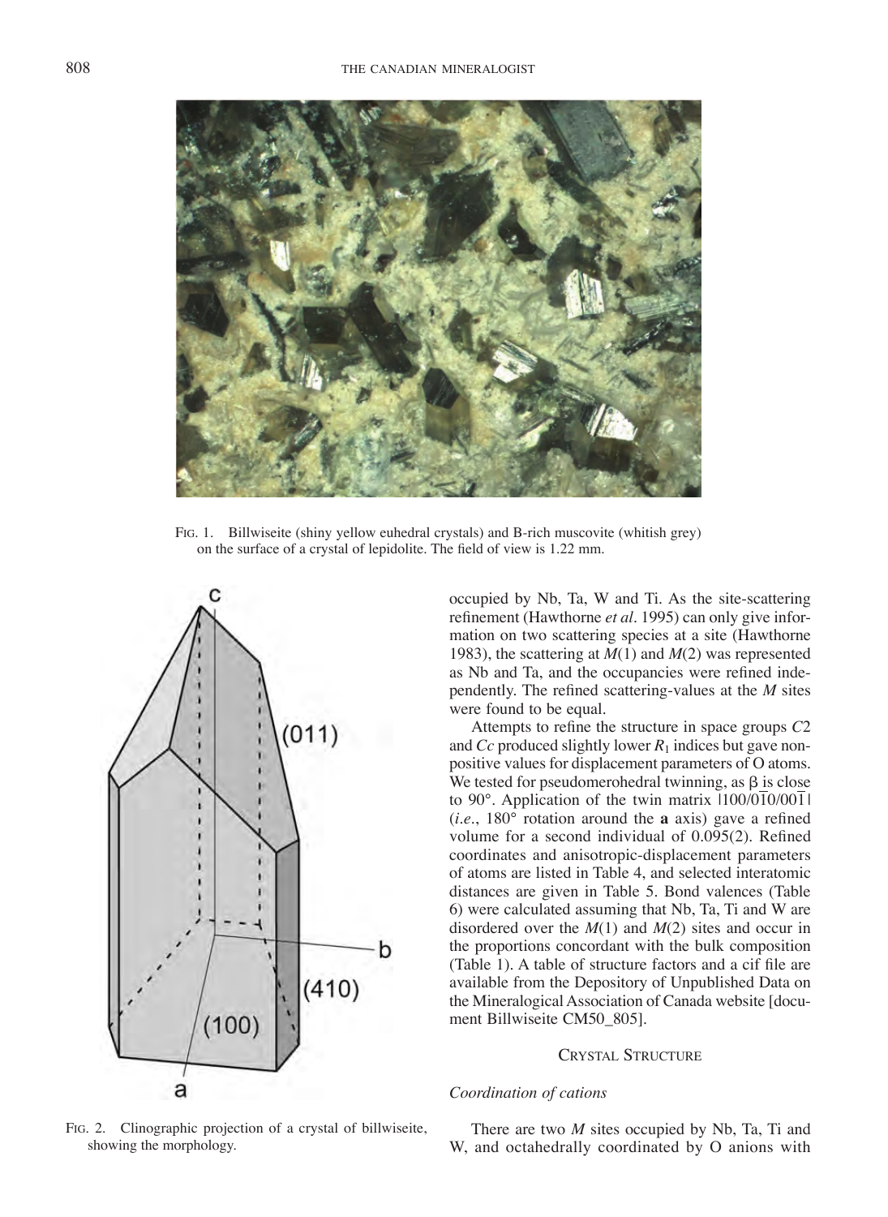FIG. 1. Billwiseite (shiny yellow euhedral crystals) and B-rich muscovite (whitish grey) on the surface of a crystal of lepidolite. The field of view is 1.22 mm.

FIG. 2. Clinographic projection of a crystal of billwiseite, showing the morphology.

occupied by Nb, Ta, W and Ti. As the site-scattering refinement (Hawthorne *et al*. 1995) can only give information on two scattering species at a site (Hawthorne 1983), the scattering at $M(1)$ and $M(2)$ was represented as Nb and Ta, and the occupancies were refined independently. The refined scattering-values at the $M$ sites were found to be equal.

Attempts to refine the structure in space groups $C2$ and $Cc$ produced slightly lower $R_1$ indices but gave non-positive values for displacement parameters of O atoms. We tested for pseudomerohedral twinning, as β is close to 90°. Application of the twin matrix $|100/0\bar{1}0/00\bar{1}|$ (*i.e*., 180° rotation around the **a** axis) gave a refined volume for a second individual of 0.095(2). Refined coordinates and anisotropic-displacement parameters of atoms are listed in Table 4, and selected interatomic distances are given in Table 5. Bond valences (Table 6) were calculated assuming that Nb, Ta, Ti and W are disordered over the $M(1)$ and $M(2)$ sites and occur in the proportions concordant with the bulk composition (Table 1). A table of structure factors and a cif file are available from the Depository of Unpublished Data on the Mineralogical Association of Canada website [document Billwiseite CM50_805].

## CRYSTAL STRUCTURE

### *Coordination of cations*

There are two $M$ sites occupied by Nb, Ta, Ti and W, and octahedrally coordinated by O anions with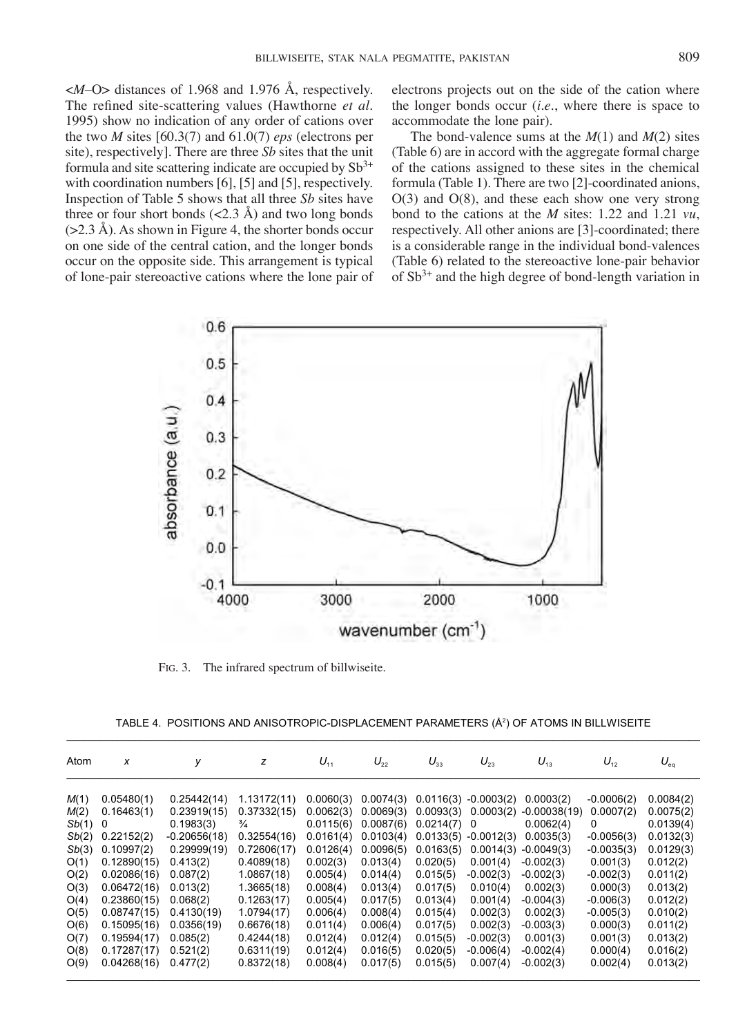<*M*–O> distances of 1.968 and 1.976 Å, respectively. The refined site-scattering values (Hawthorne *et al.* 1995) show no indication of any order of cations over the two *M* sites [60.3(7) and 61.0(7) *eps* (electrons per site), respectively]. There are three *Sb* sites that the unit formula and site scattering indicate are occupied by $Sb^{3+}$ with coordination numbers [6], [5] and [5], respectively. Inspection of Table 5 shows that all three *Sb* sites have three or four short bonds (<2.3 Å) and two long bonds (>2.3 Å). As shown in Figure 4, the shorter bonds occur on one side of the central cation, and the longer bonds occur on the opposite side. This arrangement is typical of lone-pair stereoactive cations where the lone pair of electrons projects out on the side of the cation where the longer bonds occur (*i.e.*, where there is space to accommodate the lone pair).

The bond-valence sums at the *M*(1) and *M*(2) sites (Table 6) are in accord with the aggregate formal charge of the cations assigned to these sites in the chemical formula (Table 1). There are two [2]-coordinated anions, O(3) and O(8), and these each show one very strong bond to the cations at the *M* sites: 1.22 and 1.21 *vu*, respectively. All other anions are [3]-coordinated; there is a considerable range in the individual bond-valences (Table 6) related to the stereoactive lone-pair behavior of $Sb^{3+}$ and the high degree of bond-length variation in

FIG. 3. The infrared spectrum of billwiseite.

TABLE 4. POSITIONS AND ANISOTROPIC-DISPLACEMENT PARAMETERS (Å$^2$) OF ATOMS IN BILLWISEITE

| Atom | *x* | *y* | *z* | $U_{11}$ | $U_{22}$ | $U_{33}$ | $U_{23}$ | $U_{13}$ | $U_{12}$ | $U_{eq}$ |
|---|---|---|---|---|---|---|---|---|---|---|
| *M*(1) | 0.05480(1) | 0.25442(14) | 1.13172(11) | 0.0060(3) | 0.0074(3) | 0.0116(3) | -0.0003(2) | 0.0003(2) | -0.0006(2) | 0.0084(2) |
| *M*(2) | 0.16463(1) | 0.23919(15) | 0.37332(15) | 0.0062(3) | 0.0069(3) | 0.0093(3) | 0.0003(2) | -0.00038(19) | 0.0007(2) | 0.0075(2) |
| *Sb*(1) | 0 | 0.1983(3) | ¾ | 0.0115(6) | 0.0087(6) | 0.0214(7) | 0 | 0.0062(4) | 0 | 0.0139(4) |
| *Sb*(2) | 0.22152(2) | -0.20656(18) | 0.32554(16) | 0.0161(4) | 0.0103(4) | 0.0133(5) | -0.0012(3) | 0.0035(3) | -0.0056(3) | 0.0132(3) |
| *Sb*(3) | 0.10997(2) | 0.29999(19) | 0.72606(17) | 0.0126(4) | 0.0096(5) | 0.0163(5) | 0.0014(3) | -0.0049(3) | -0.0035(3) | 0.0129(3) |
| O(1) | 0.12890(15) | 0.413(2) | 0.4089(18) | 0.002(3) | 0.013(4) | 0.020(5) | 0.001(4) | -0.002(3) | 0.001(3) | 0.012(2) |
| O(2) | 0.02086(16) | 0.087(2) | 1.0867(18) | 0.005(4) | 0.014(4) | 0.015(5) | -0.002(3) | -0.002(3) | -0.002(3) | 0.011(2) |
| O(3) | 0.06472(16) | 0.013(2) | 1.3665(18) | 0.008(4) | 0.013(4) | 0.017(5) | 0.010(4) | 0.002(3) | 0.000(3) | 0.013(2) |
| O(4) | 0.23860(15) | 0.068(2) | 0.1263(17) | 0.005(4) | 0.017(5) | 0.013(4) | 0.001(4) | -0.004(3) | -0.006(3) | 0.012(2) |
| O(5) | 0.08747(15) | 0.4130(19) | 1.0794(17) | 0.006(4) | 0.008(4) | 0.015(4) | 0.002(3) | 0.002(3) | -0.005(3) | 0.010(2) |
| O(6) | 0.15095(16) | 0.0356(19) | 0.6676(18) | 0.011(4) | 0.006(4) | 0.017(5) | 0.002(3) | -0.003(3) | 0.000(3) | 0.011(2) |
| O(7) | 0.19594(17) | 0.085(2) | 0.4244(18) | 0.012(4) | 0.012(4) | 0.015(5) | -0.002(3) | 0.001(3) | 0.001(3) | 0.013(2) |
| O(8) | 0.17287(17) | 0.521(2) | 0.6311(19) | 0.012(4) | 0.016(5) | 0.020(5) | -0.006(4) | -0.002(4) | 0.000(4) | 0.016(2) |
| O(9) | 0.04268(16) | 0.477(2) | 0.8372(18) | 0.008(4) | 0.017(5) | 0.015(5) | 0.007(4) | -0.002(3) | 0.002(4) | 0.013(2) |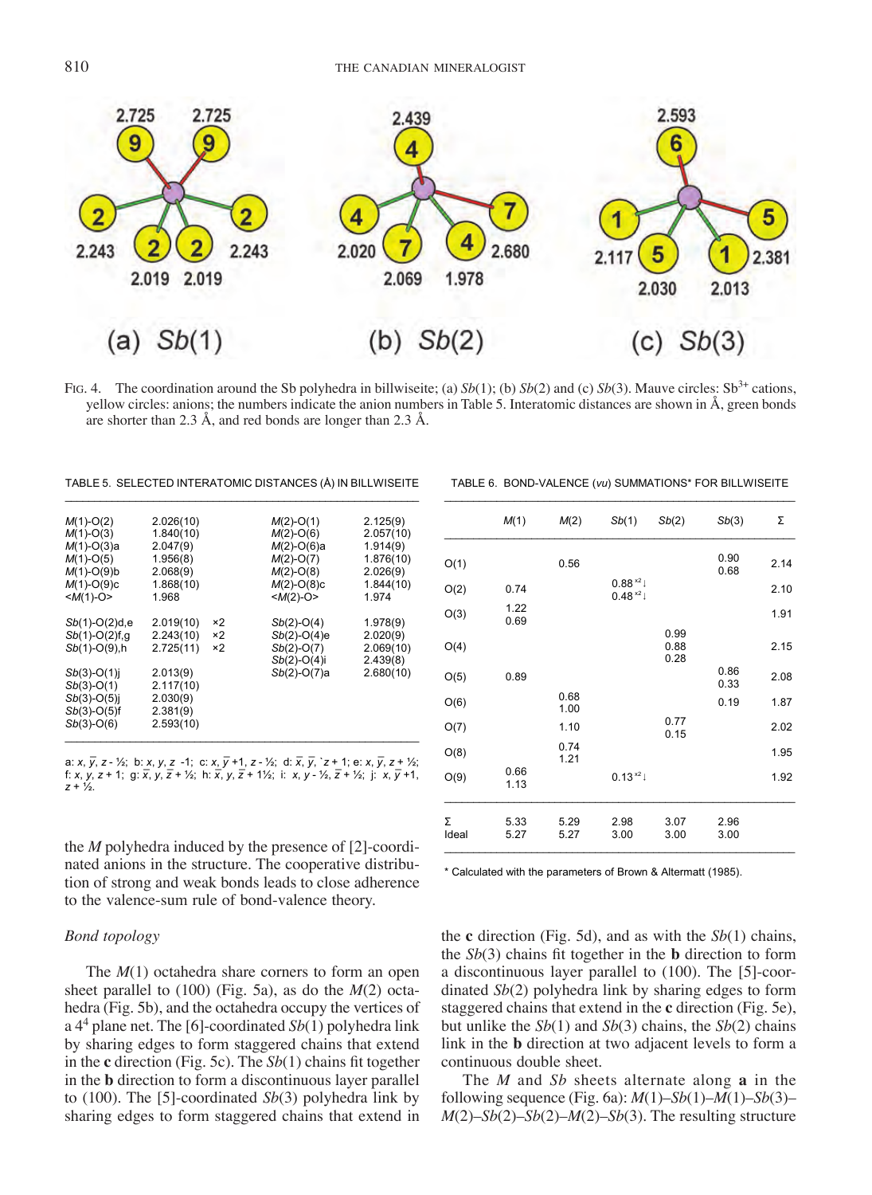FIG. 4. The coordination around the Sb polyhedra in billwiseite; (a) *Sb*(1); (b) *Sb*(2) and (c) *Sb*(3). Mauve circles: $Sb^{3+}$ cations, yellow circles: anions; the numbers indicate the anion numbers in Table 5. Interatomic distances are shown in Å, green bonds are shorter than 2.3 Å, and red bonds are longer than 2.3 Å.

TABLE 5. SELECTED INTERATOMIC DISTANCES (Å) IN BILLWISEITE

| | | | | |
|---|---|---|---|---|
| *M*(1)-O(2) | 2.026(10) | | *M*(2)-O(1) | 2.125(9) |
| *M*(1)-O(3) | 1.840(10) | | *M*(2)-O(6) | 2.057(10) |
| *M*(1)-O(3)a | 2.047(9) | | *M*(2)-O(6)a | 1.914(9) |
| *M*(1)-O(5) | 1.956(8) | | *M*(2)-O(7) | 1.876(10) |
| *M*(1)-O(9)b | 2.068(9) | | *M*(2)-O(8) | 2.026(9) |
| *M*(1)-O(9)c | 1.868(10) | | *M*(2)-O(8)c | 1.844(10) |
| <*M*(1)-O> | 1.968 | | <*M*(2)-O> | 1.974 |
| *Sb*(1)-O(2)d,e | 2.019(10) | ×2 | *Sb*(2)-O(4) | 1.978(9) |
| *Sb*(1)-O(2)f,g | 2.243(10) | ×2 | *Sb*(2)-O(4)e | 2.020(9) |
| *Sb*(1)-O(9),h | 2.725(11) | ×2 | *Sb*(2)-O(7) | 2.069(10) |
| | | | *Sb*(2)-O(4)i | 2.439(8) |
| *Sb*(3)-O(1)j | 2.013(9) | | *Sb*(2)-O(7)a | 2.680(10) |
| *Sb*(3)-O(1) | 2.117(10) | | | |
| *Sb*(3)-O(5)j | 2.030(9) | | | |
| *Sb*(3)-O(5)f | 2.381(9) | | | |
| *Sb*(3)-O(6) | 2.593(10) | | | |

a: $x, \bar{y}, z - ½$; b: $x, y, z - 1$; c: $x, \bar{y} + 1, z - ½$; d: $\bar{x}, \bar{y}, \bar{z} + 1$; e: $x, \bar{y}, z + ½$; f: $x, y, z + 1$; g: $\bar{x}, y, \bar{z} + ½$; h: $\bar{x}, y, \bar{z} + 1½$; i: $x, y - ½, \bar{z} + ½$; j: $x, \bar{y} + 1, z + ½$.

TABLE 6. BOND-VALENCE (*vu*) SUMMATIONS* FOR BILLWISEITE

| | *M*(1) | *M*(2) | *Sb*(1) | *Sb*(2) | *Sb*(3) | Σ |
|---|---|---|---|---|---|---|
| O(1) | | 0.56 | | | 0.90<br>0.68 | 2.14 |
| O(2) | 0.74 | | 0.88 $^{×2}$↓<br>0.48 $^{×2}$↓ | | | 2.10 |
| O(3) | 1.22<br>0.69 | | | | | 1.91 |
| O(4) | | | | 0.99<br>0.88<br>0.28 | | 2.15 |
| O(5) | 0.89 | | | | 0.86<br>0.33 | 2.08 |
| O(6) | | 0.68<br>1.00 | | | 0.19 | 1.87 |
| O(7) | | 1.10 | | 0.77<br>0.15 | | 2.02 |
| O(8) | | 0.74<br>1.21 | | | | 1.95 |
| O(9) | 0.66<br>1.13 | | 0.13 $^{×2}$↓ | | | 1.92 |
| Σ | 5.33 | 5.29 | 2.98 | 3.07 | 2.96 | |
| Ideal | 5.27 | 5.27 | 3.00 | 3.00 | 3.00 | |

\* Calculated with the parameters of Brown & Altermatt (1985).

the *M* polyhedra induced by the presence of [2]-coordinated anions in the structure. The cooperative distribution of strong and weak bonds leads to close adherence to the valence-sum rule of bond-valence theory.

### *Bond topology*

The *M*(1) octahedra share corners to form an open sheet parallel to (100) (Fig. 5a), as do the *M*(2) octahedra (Fig. 5b), and the octahedra occupy the vertices of a $4^4$ plane net. The [6]-coordinated *Sb*(1) polyhedra link by sharing edges to form staggered chains that extend in the **c** direction (Fig. 5c). The *Sb*(1) chains fit together in the **b** direction to form a discontinuous layer parallel to (100). The [5]-coordinated *Sb*(3) polyhedra link by sharing edges to form staggered chains that extend in the **c** direction (Fig. 5d), and as with the *Sb*(1) chains, the *Sb*(3) chains fit together in the **b** direction to form a discontinuous layer parallel to (100). The [5]-coordinated *Sb*(2) polyhedra link by sharing edges to form staggered chains that extend in the **c** direction (Fig. 5e), but unlike the *Sb*(1) and *Sb*(3) chains, the *Sb*(2) chains link in the **b** direction at two adjacent levels to form a continuous double sheet.

The *M* and *Sb* sheets alternate along **a** in the following sequence (Fig. 6a): *M*(1)–*Sb*(1)–*M*(1)–*Sb*(3)–*M*(2)–*Sb*(2)–*Sb*(2)–*M*(2)–*Sb*(3). The resulting structure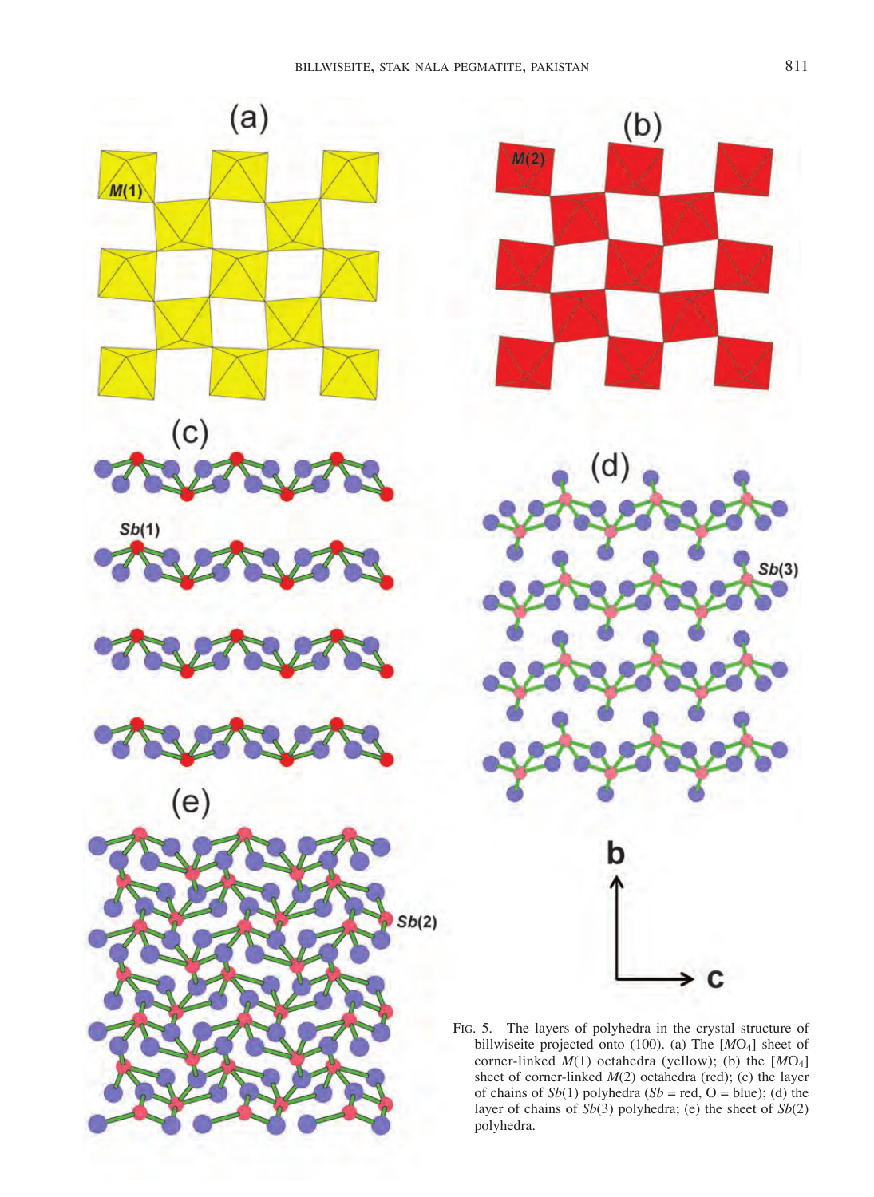FIG. 5. The layers of polyhedra in the crystal structure of billwiseite projected onto (100). (a) The [$MO_4$] sheet of corner-linked $M(1)$ octahedra (yellow); (b) the [$MO_4$] sheet of corner-linked $M(2)$ octahedra (red); (c) the layer of chains of $Sb(1)$ polyhedra ($Sb$ = red, O = blue); (d) the layer of chains of $Sb(3)$ polyhedra; (e) the sheet of $Sb(2)$ polyhedra.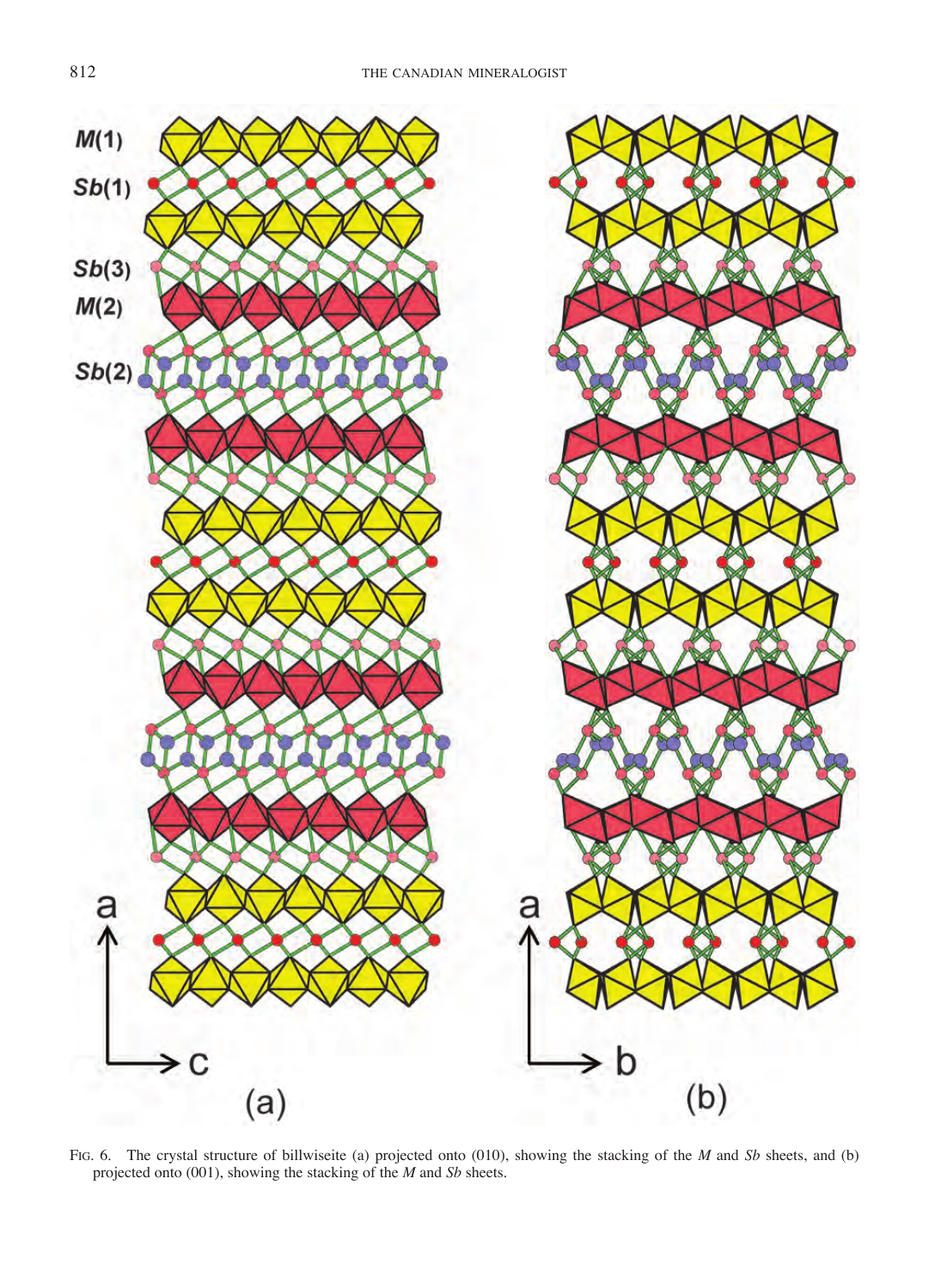FIG. 6. The crystal structure of billwiseite (a) projected onto (010), showing the stacking of the *M* and *Sb* sheets, and (b) projected onto (001), showing the stacking of the *M* and *Sb* sheets.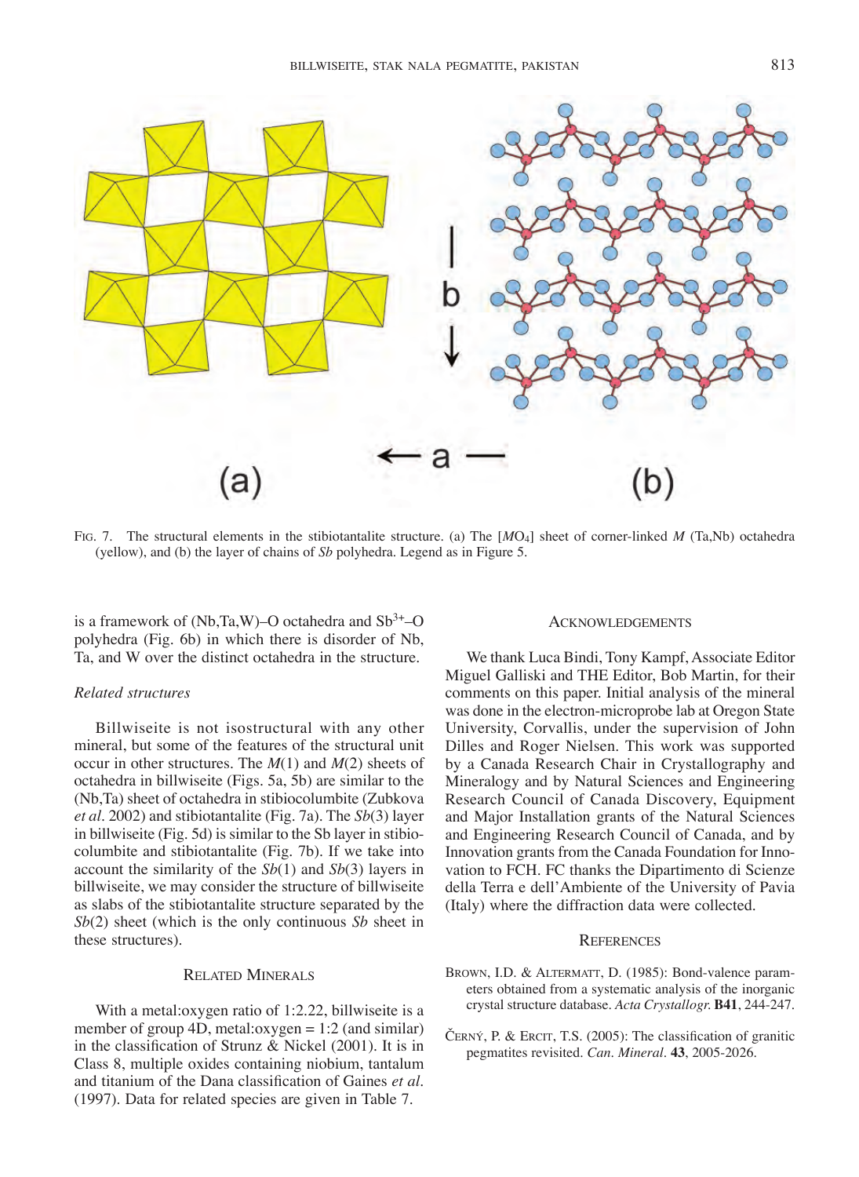FIG. 7. The structural elements in the stibiotantalite structure. (a) The [$MO_4$] sheet of corner-linked $M$ (Ta,Nb) octahedra (yellow), and (b) the layer of chains of $Sb$ polyhedra. Legend as in Figure 5.

is a framework of (Nb,Ta,W)–O octahedra and $Sb^{3+}$–O polyhedra (Fig. 6b) in which there is disorder of Nb, Ta, and W over the distinct octahedra in the structure.

### *Related structures*

Billwiseite is not isostructural with any other mineral, but some of the features of the structural unit occur in other structures. The $M(1)$ and $M(2)$ sheets of octahedra in billwiseite (Figs. 5a, 5b) are similar to the (Nb,Ta) sheet of octahedra in stibiocolumbite (Zubkova *et al.* 2002) and stibiotantalite (Fig. 7a). The $Sb(3)$ layer in billwiseite (Fig. 5d) is similar to the Sb layer in stibiocolumbite and stibiotantalite (Fig. 7b). If we take into account the similarity of the $Sb(1)$ and $Sb(3)$ layers in billwiseite, we may consider the structure of billwiseite as slabs of the stibiotantalite structure separated by the $Sb(2)$ sheet (which is the only continuous $Sb$ sheet in these structures).

## RELATED MINERALS

With a metal:oxygen ratio of 1:2.22, billwiseite is a member of group 4D, metal:oxygen = 1:2 (and similar) in the classification of Strunz & Nickel (2001). It is in Class 8, multiple oxides containing niobium, tantalum and titanium of the Dana classification of Gaines *et al.* (1997). Data for related species are given in Table 7.

## ACKNOWLEDGEMENTS

We thank Luca Bindi, Tony Kampf, Associate Editor Miguel Galliski and THE Editor, Bob Martin, for their comments on this paper. Initial analysis of the mineral was done in the electron-microprobe lab at Oregon State University, Corvallis, under the supervision of John Dilles and Roger Nielsen. This work was supported by a Canada Research Chair in Crystallography and Mineralogy and by Natural Sciences and Engineering Research Council of Canada Discovery, Equipment and Major Installation grants of the Natural Sciences and Engineering Research Council of Canada, and by Innovation grants from the Canada Foundation for Innovation to FCH. FC thanks the Dipartimento di Scienze della Terra e dell'Ambiente of the University of Pavia (Italy) where the diffraction data were collected.

## REFERENCES

BROWN, I.D. & ALTERMATT, D. (1985): Bond-valence parameters obtained from a systematic analysis of the inorganic crystal structure database. *Acta Crystallogr.* **B41**, 244-247.

ČERNÝ, P. & ERCIT, T.S. (2005): The classification of granitic pegmatites revisited. *Can. Mineral.* **43**, 2005-2026.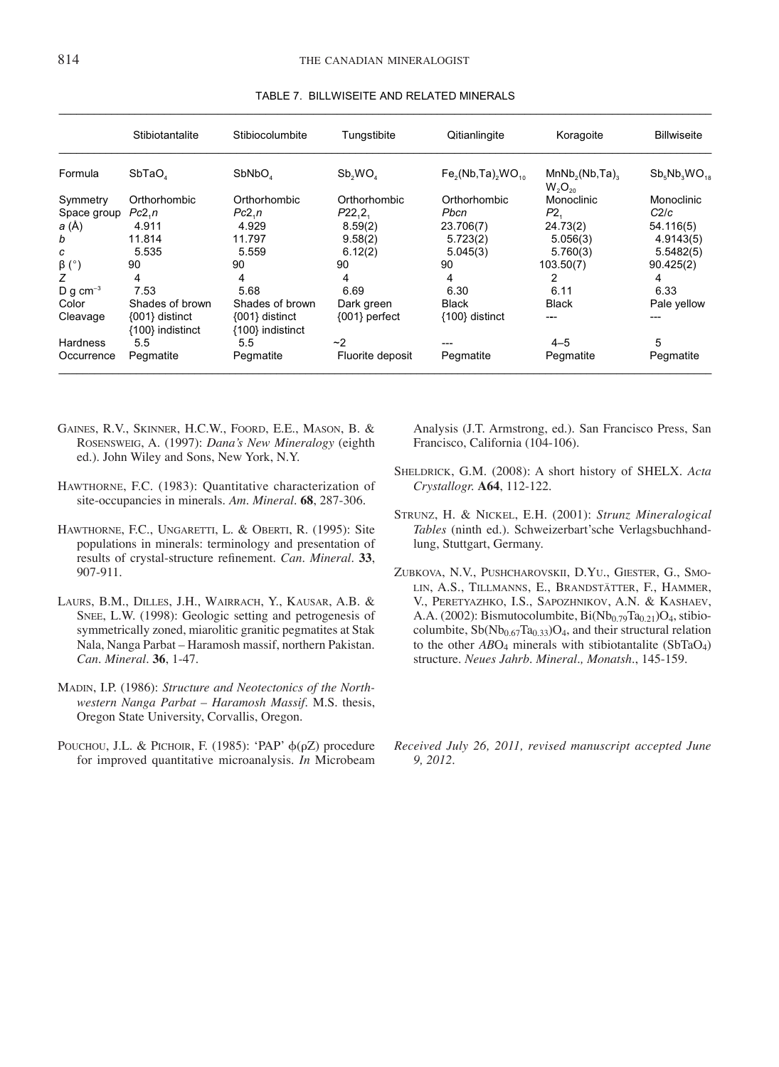TABLE 7. BILLWISEITE AND RELATED MINERALS

| | Stibiotantalite | Stibiocolumbite | Tungstibite | Qitianlingite | Koragoite | Billwiseite |
|---|---|---|---|---|---|---|
| Formula | $SbTaO_4$ | $SbNbO_4$ | $Sb_2WO_4$ | $Fe_2(Nb,Ta)_2WO_{10}$ | $MnNb_2(Nb,Ta)_3W_2O_{20}$ | $Sb_5Nb_3WO_{18}$ |
| Symmetry | Orthorhombic | Orthorhombic | Orthorhombic | Orthorhombic | Monoclinic | Monoclinic |
| Space group | $Pc2_1n$ | $Pc2_1n$ | $P22_12_1$ | *Pbcn* | $P2_1$ | *C*2/*c* |
| *a* (Å) | 4.911 | 4.929 | 8.59(2) | 23.706(7) | 24.73(2) | 54.116(5) |
| *b* | 11.814 | 11.797 | 9.58(2) | 5.723(2) | 5.056(3) | 4.9143(5) |
| *c* | 5.535 | 5.559 | 6.12(2) | 5.045(3) | 5.760(3) | 5.5482(5) |
| β (°) | 90 | 90 | 90 | 90 | 103.50(7) | 90.425(2) |
| *Z* | 4 | 4 | 4 | 4 | 2 | 4 |
| D g cm$^{-3}$ | 7.53 | 5.68 | 6.69 | 6.30 | 6.11 | 6.33 |
| Color | Shades of brown | Shades of brown | Dark green | Black | Black | Pale yellow |
| Cleavage | {001} distinct {100} indistinct | {001} distinct {100} indistinct | {001} perfect | {100} distinct | --- | --- |
| Hardness | 5.5 | 5.5 | ~2 | --- | 4–5 | 5 |
| Occurrence | Pegmatite | Pegmatite | Fluorite deposit | Pegmatite | Pegmatite | Pegmatite |

Gaines, R.V., Skinner, H.C.W., Foord, E.E., Mason, B. & Rosensweig, A. (1997): *Dana's New Mineralogy* (eighth ed.). John Wiley and Sons, New York, N.Y.

Hawthorne, F.C. (1983): Quantitative characterization of site-occupancies in minerals. *Am. Mineral.* **68**, 287-306.

Hawthorne, F.C., Ungaretti, L. & Oberti, R. (1995): Site populations in minerals: terminology and presentation of results of crystal-structure refinement. *Can. Mineral.* **33**, 907-911.

Laurs, B.M., Dilles, J.H., Wairrach, Y., Kausar, A.B. & Snee, L.W. (1998): Geologic setting and petrogenesis of symmetrically zoned, miarolitic granitic pegmatites at Stak Nala, Nanga Parbat – Haramosh massif, northern Pakistan. *Can. Mineral.* **36**, 1-47.

Madin, I.P. (1986): *Structure and Neotectonics of the Northwestern Nanga Parbat – Haramosh Massif*. M.S. thesis, Oregon State University, Corvallis, Oregon.

Pouchou, J.L. & Pichoir, F. (1985): 'PAP' φ(ρZ) procedure for improved quantitative microanalysis. *In* Microbeam Analysis (J.T. Armstrong, ed.). San Francisco Press, San Francisco, California (104-106).

Sheldrick, G.M. (2008): A short history of SHELX. *Acta Crystallogr.* **A64**, 112-122.

Strunz, H. & Nickel, E.H. (2001): *Strunz Mineralogical Tables* (ninth ed.). Schweizerbart'sche Verlagsbuchhandlung, Stuttgart, Germany.

Zubkova, N.V., Pushcharovskii, D.Yu., Giester, G., Smolin, A.S., Tillmanns, E., Brandstätter, F., Hammer, V., Peretyazhko, I.S., Sapozhnikov, A.N. & Kashaev, A.A. (2002): Bismutocolumbite, $Bi(Nb_{0.79}Ta_{0.21})O_4$, stibiocolumbite, $Sb(Nb_{0.67}Ta_{0.33})O_4$, and their structural relation to the other $ABO_4$ minerals with stibiotantalite ($SbTaO_4$) structure. *Neues Jahrb. Mineral., Monatsh.*, 145-159.

*Received July 26, 2011, revised manuscript accepted June 9, 2012.*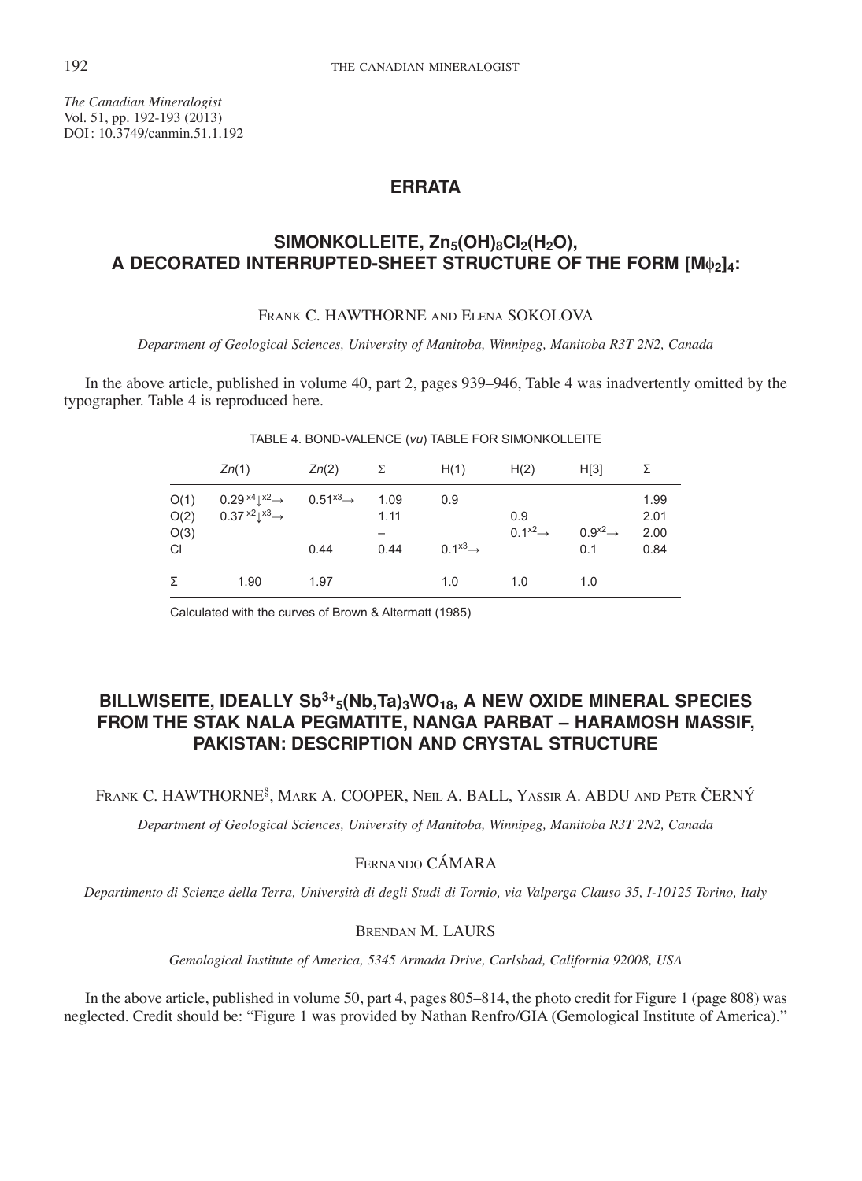## ERRATA

### SIMONKOLLEITE, $Zn_5(OH)_8Cl_2(H_2O)$, A DECORATED INTERRUPTED-SHEET STRUCTURE OF THE FORM $[M\phi_2]_4$:

FRANK C. HAWTHORNE AND ELENA SOKOLOVA

*Department of Geological Sciences, University of Manitoba, Winnipeg, Manitoba R3T 2N2, Canada*

In the above article, published in volume 40, part 2, pages 939–946, Table 4 was inadvertently omitted by the typographer. Table 4 is reproduced here.

TABLE 4. BOND-VALENCE (*vu*) TABLE FOR SIMONKOLLEITE

| | *Zn*(1) | *Zn*(2) | Σ | H(1) | H(2) | H[3] | Σ |
|---|---|---|---|---|---|---|---|
| O(1) | $0.29^{\times4}\downarrow^{\times2}\rightarrow$ | $0.51^{\times3}\rightarrow$ | 1.09 | 0.9 | | | 1.99 |
| O(2) | $0.37^{\times2}\downarrow^{\times3}\rightarrow$ | | 1.11 | | 0.9 | | 2.01 |
| O(3) | | | – | | $0.1^{\times2}\rightarrow$ | $0.9^{\times2}\rightarrow$ | 2.00 |
| Cl | | 0.44 | 0.44 | $0.1^{\times3}\rightarrow$ | | 0.1 | 0.84 |
| Σ | 1.90 | 1.97 | | 1.0 | 1.0 | 1.0 | |

Calculated with the curves of Brown & Altermatt (1985)

### BILLWISEITE, IDEALLY $Sb^{3+}_5(Nb,Ta)_3WO_{18}$, A NEW OXIDE MINERAL SPECIES FROM THE STAK NALA PEGMATITE, NANGA PARBAT – HARAMOSH MASSIF, PAKISTAN: DESCRIPTION AND CRYSTAL STRUCTURE

FRANK C. HAWTHORNE[§], MARK A. COOPER, NEIL A. BALL, YASSIR A. ABDU AND PETR ČERNÝ

*Department of Geological Sciences, University of Manitoba, Winnipeg, Manitoba R3T 2N2, Canada*

FERNANDO CÁMARA

*Departimento di Scienze della Terra, Università di degli Studi di Tornio, via Valperga Clauso 35, I-10125 Torino, Italy*

BRENDAN M. LAURS

*Gemological Institute of America, 5345 Armada Drive, Carlsbad, California 92008, USA*

In the above article, published in volume 50, part 4, pages 805–814, the photo credit for Figure 1 (page 808) was neglected. Credit should be: "Figure 1 was provided by Nathan Renfro/GIA (Gemological Institute of America)."